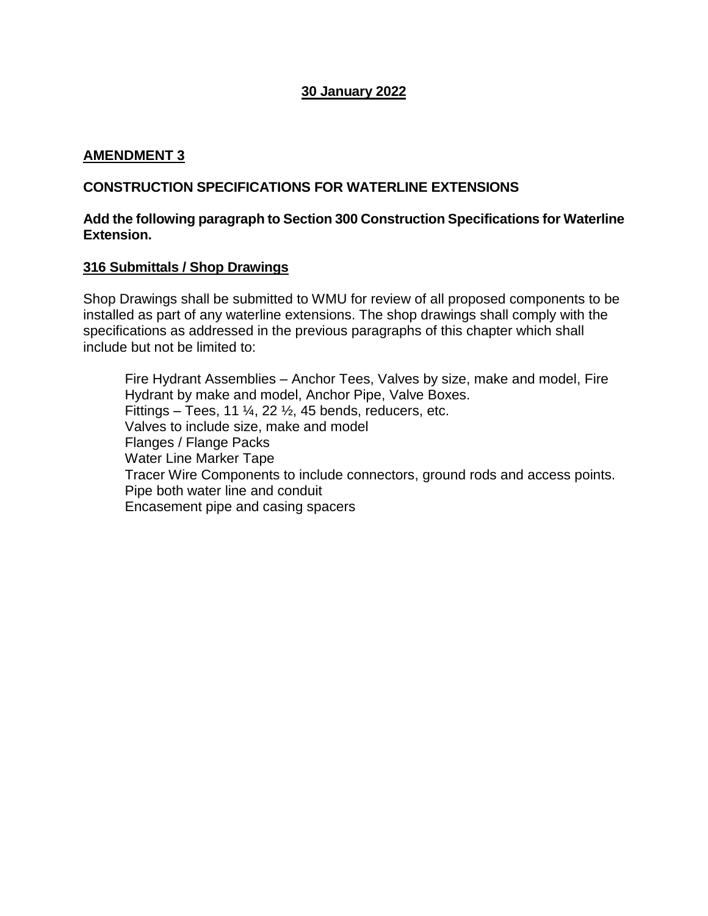**30 January 2022**

## AMENDMENT 3

### CONSTRUCTION SPECIFICATIONS FOR WATERLINE EXTENSIONS

**Add the following paragraph to Section 300 Construction Specifications for Waterline Extension.**

### 316 Submittals / Shop Drawings

Shop Drawings shall be submitted to WMU for review of all proposed components to be installed as part of any waterline extensions. The shop drawings shall comply with the specifications as addressed in the previous paragraphs of this chapter which shall include but not be limited to:

- Fire Hydrant Assemblies – Anchor Tees, Valves by size, make and model, Fire Hydrant by make and model, Anchor Pipe, Valve Boxes.
- Fittings – Tees, 11 ¼, 22 ½, 45 bends, reducers, etc.
- Valves to include size, make and model
- Flanges / Flange Packs
- Water Line Marker Tape
- Tracer Wire Components to include connectors, ground rods and access points.
- Pipe both water line and conduit
- Encasement pipe and casing spacers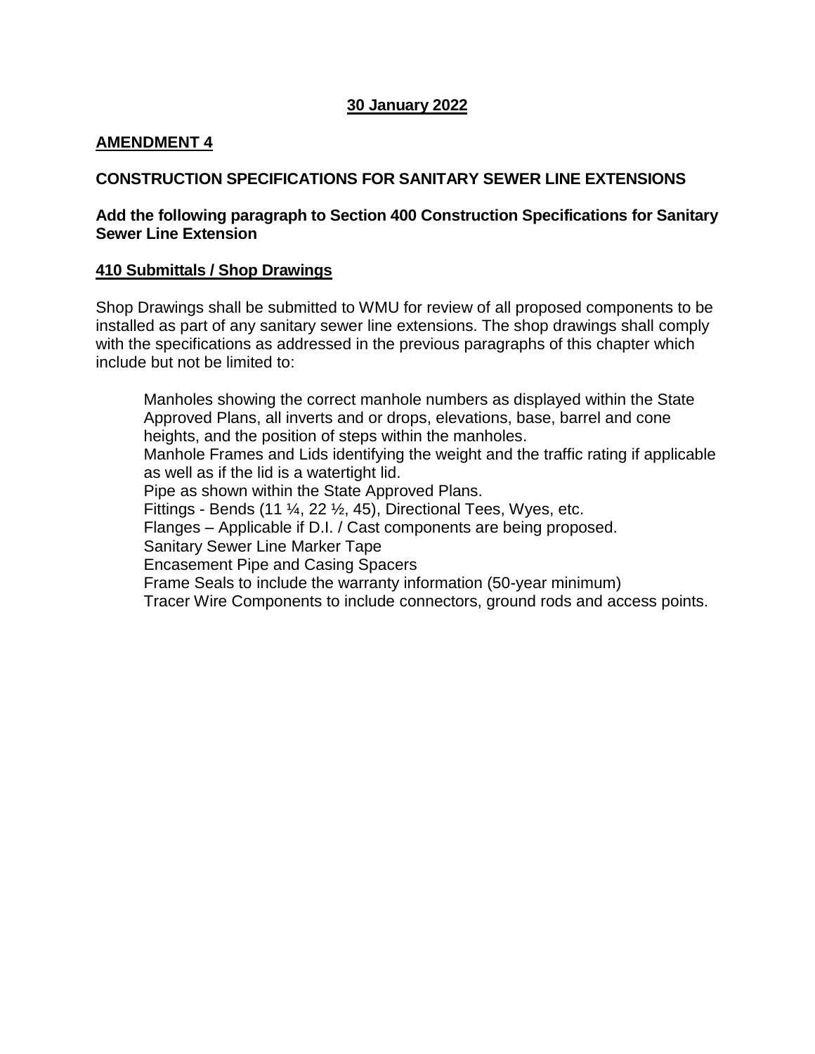**30 January 2022**

## AMENDMENT 4

### CONSTRUCTION SPECIFICATIONS FOR SANITARY SEWER LINE EXTENSIONS

**Add the following paragraph to Section 400 Construction Specifications for Sanitary Sewer Line Extension**

### 410 Submittals / Shop Drawings

Shop Drawings shall be submitted to WMU for review of all proposed components to be installed as part of any sanitary sewer line extensions. The shop drawings shall comply with the specifications as addressed in the previous paragraphs of this chapter which include but not be limited to:

- Manholes showing the correct manhole numbers as displayed within the State Approved Plans, all inverts and or drops, elevations, base, barrel and cone heights, and the position of steps within the manholes.
- Manhole Frames and Lids identifying the weight and the traffic rating if applicable as well as if the lid is a watertight lid.
- Pipe as shown within the State Approved Plans.
- Fittings - Bends (11 ¼, 22 ½, 45), Directional Tees, Wyes, etc.
- Flanges – Applicable if D.I. / Cast components are being proposed.
- Sanitary Sewer Line Marker Tape
- Encasement Pipe and Casing Spacers
- Frame Seals to include the warranty information (50-year minimum)
- Tracer Wire Components to include connectors, ground rods and access points.